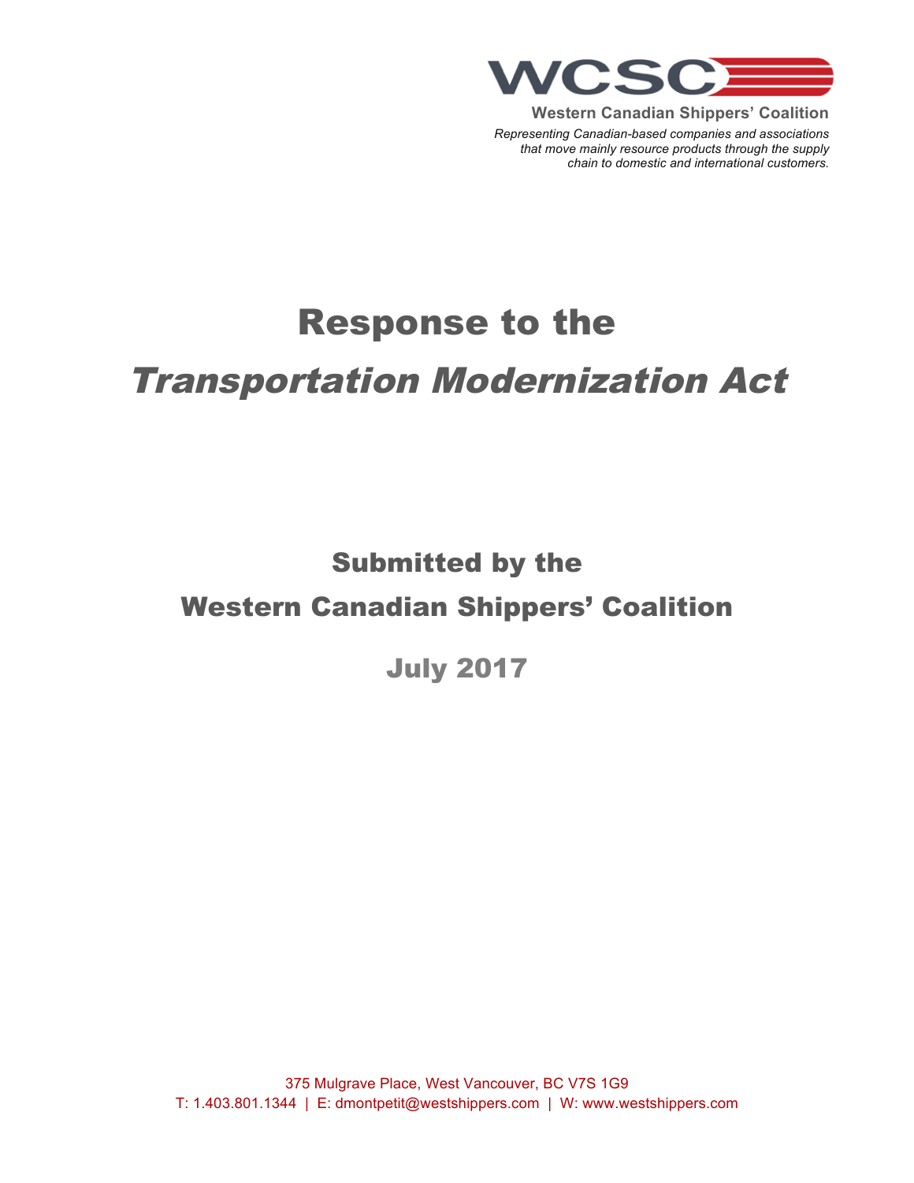**WCSC**

**Western Canadian Shippers' Coalition**

*Representing Canadian-based companies and associations that move mainly resource products through the supply chain to domestic and international customers.*

# Response to the *Transportation Modernization Act*

## Submitted by the Western Canadian Shippers' Coalition

## July 2017

375 Mulgrave Place, West Vancouver, BC V7S 1G9
T: 1.403.801.1344 | E: dmontpetit@westshippers.com | W: www.westshippers.com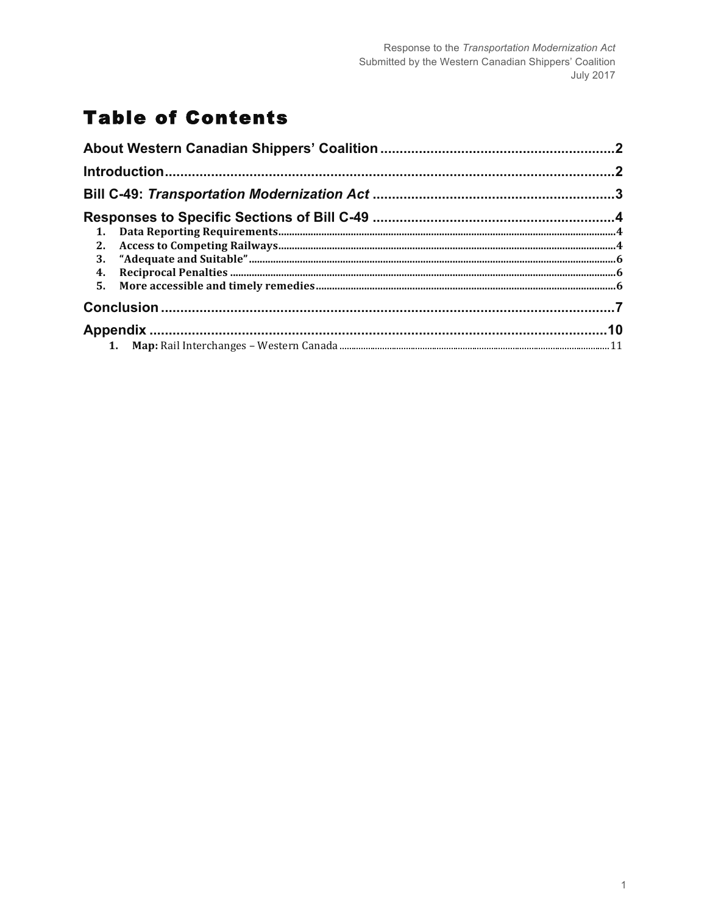# Table of Contents

About Western Canadian Shippers' Coalition ....................................................2

Introduction....................................................................................................2

Bill C-49: *Transportation Modernization Act* ..............................................3

Responses to Specific Sections of Bill C-49 ...................................................4

1. **Data Reporting Requirements**......................................................................4
2. **Access to Competing Railways**....................................................................4
3. **"Adequate and Suitable"**.............................................................................6
4. **Reciprocal Penalties** ....................................................................................6
5. **More accessible and timely remedies**...........................................................6

Conclusion .......................................................................................................7

Appendix .........................................................................................................10

1. **Map:** Rail Interchanges – Western Canada ..................................................11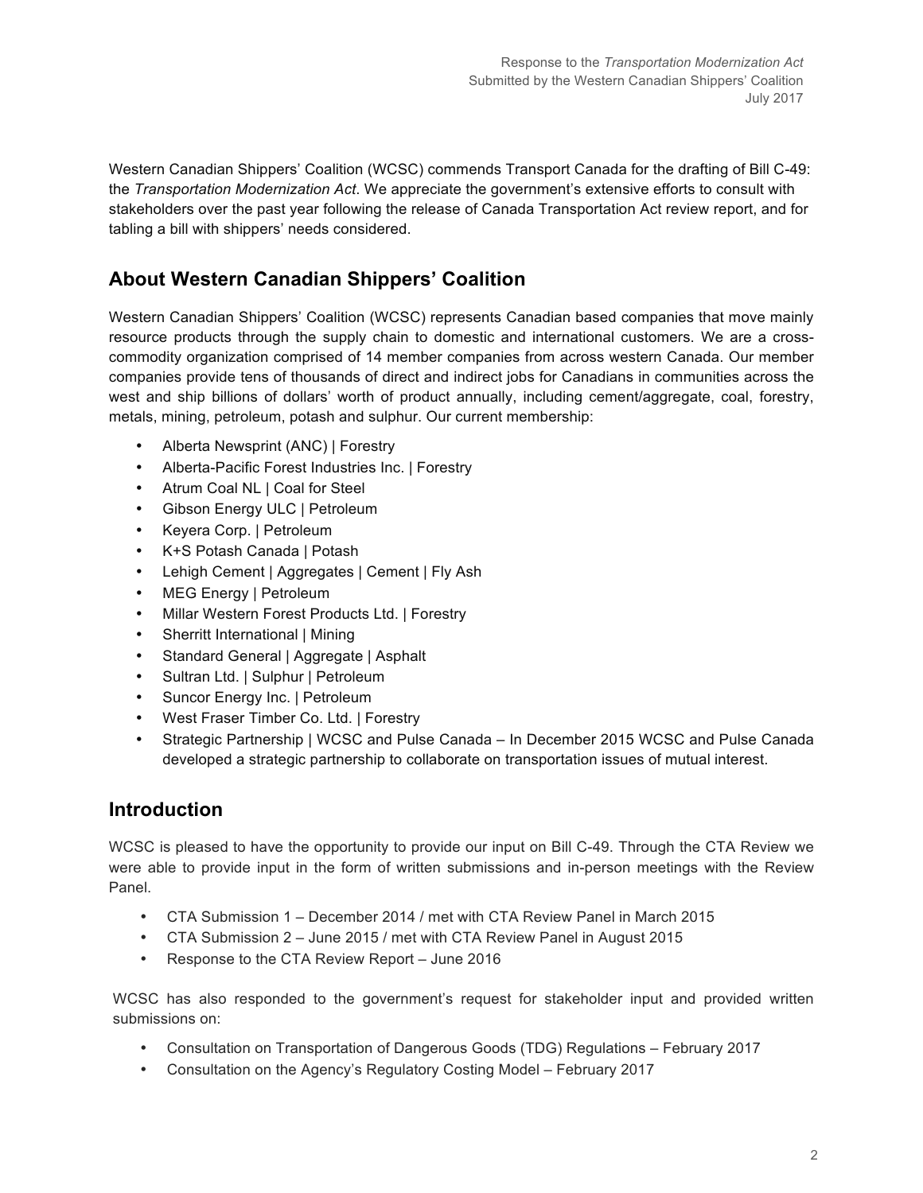Western Canadian Shippers' Coalition (WCSC) commends Transport Canada for the drafting of Bill C-49: the *Transportation Modernization Act*. We appreciate the government's extensive efforts to consult with stakeholders over the past year following the release of Canada Transportation Act review report, and for tabling a bill with shippers' needs considered.

## About Western Canadian Shippers' Coalition

Western Canadian Shippers' Coalition (WCSC) represents Canadian based companies that move mainly resource products through the supply chain to domestic and international customers. We are a cross-commodity organization comprised of 14 member companies from across western Canada. Our member companies provide tens of thousands of direct and indirect jobs for Canadians in communities across the west and ship billions of dollars' worth of product annually, including cement/aggregate, coal, forestry, metals, mining, petroleum, potash and sulphur. Our current membership:

- Alberta Newsprint (ANC) | Forestry
- Alberta-Pacific Forest Industries Inc. | Forestry
- Atrum Coal NL | Coal for Steel
- Gibson Energy ULC | Petroleum
- Keyera Corp. | Petroleum
- K+S Potash Canada | Potash
- Lehigh Cement | Aggregates | Cement | Fly Ash
- MEG Energy | Petroleum
- Millar Western Forest Products Ltd. | Forestry
- Sherritt International | Mining
- Standard General | Aggregate | Asphalt
- Sultran Ltd. | Sulphur | Petroleum
- Suncor Energy Inc. | Petroleum
- West Fraser Timber Co. Ltd. | Forestry
- Strategic Partnership | WCSC and Pulse Canada – In December 2015 WCSC and Pulse Canada developed a strategic partnership to collaborate on transportation issues of mutual interest.

## Introduction

WCSC is pleased to have the opportunity to provide our input on Bill C-49. Through the CTA Review we were able to provide input in the form of written submissions and in-person meetings with the Review Panel.

- CTA Submission 1 – December 2014 / met with CTA Review Panel in March 2015
- CTA Submission 2 – June 2015 / met with CTA Review Panel in August 2015
- Response to the CTA Review Report – June 2016

WCSC has also responded to the government's request for stakeholder input and provided written submissions on:

- Consultation on Transportation of Dangerous Goods (TDG) Regulations – February 2017
- Consultation on the Agency's Regulatory Costing Model – February 2017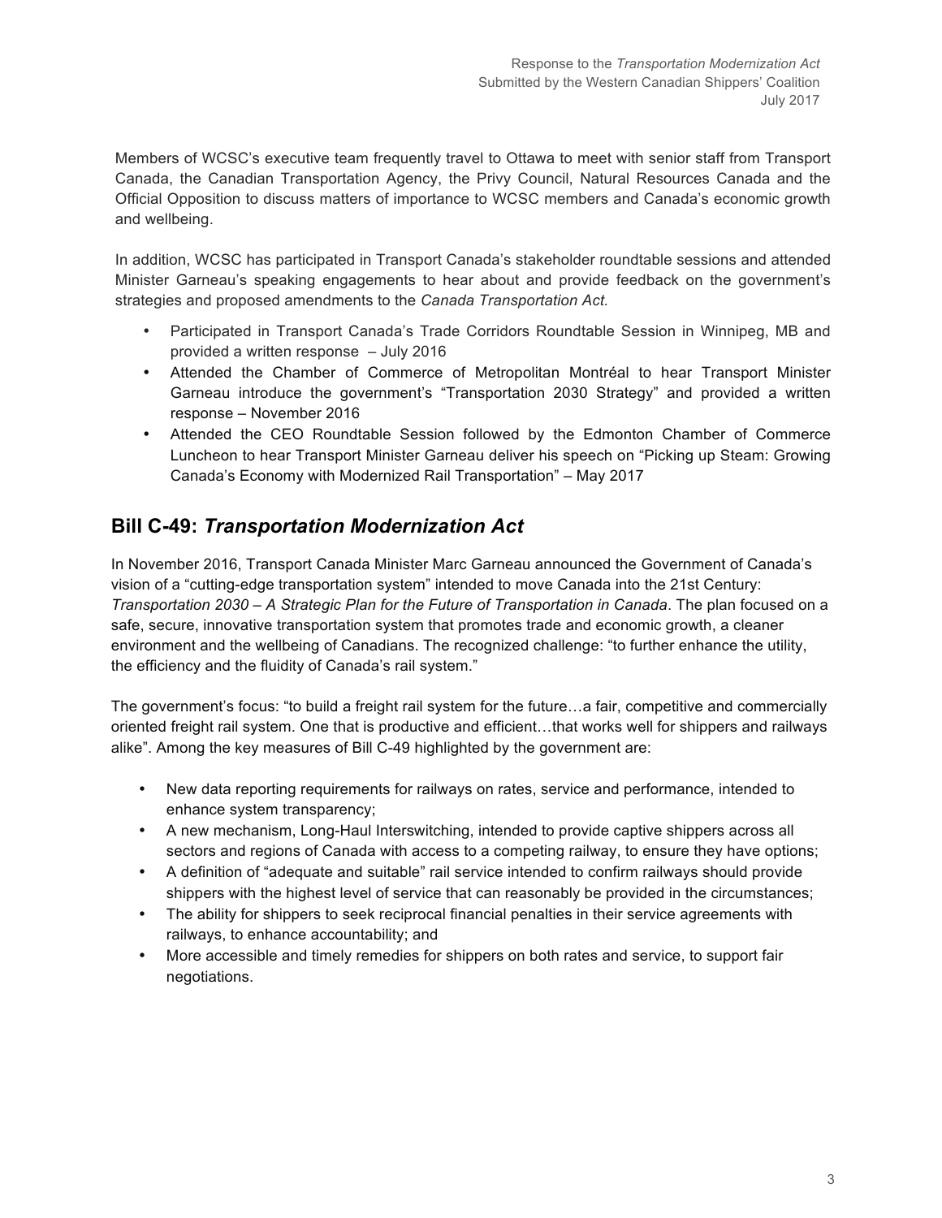Members of WCSC's executive team frequently travel to Ottawa to meet with senior staff from Transport Canada, the Canadian Transportation Agency, the Privy Council, Natural Resources Canada and the Official Opposition to discuss matters of importance to WCSC members and Canada's economic growth and wellbeing.

In addition, WCSC has participated in Transport Canada's stakeholder roundtable sessions and attended Minister Garneau's speaking engagements to hear about and provide feedback on the government's strategies and proposed amendments to the *Canada Transportation Act.*

- Participated in Transport Canada's Trade Corridors Roundtable Session in Winnipeg, MB and provided a written response – July 2016
- Attended the Chamber of Commerce of Metropolitan Montréal to hear Transport Minister Garneau introduce the government's "Transportation 2030 Strategy" and provided a written response – November 2016
- Attended the CEO Roundtable Session followed by the Edmonton Chamber of Commerce Luncheon to hear Transport Minister Garneau deliver his speech on "Picking up Steam: Growing Canada's Economy with Modernized Rail Transportation" – May 2017

## Bill C-49: *Transportation Modernization Act*

In November 2016, Transport Canada Minister Marc Garneau announced the Government of Canada's vision of a "cutting-edge transportation system" intended to move Canada into the 21st Century: *Transportation 2030 – A Strategic Plan for the Future of Transportation in Canada*. The plan focused on a safe, secure, innovative transportation system that promotes trade and economic growth, a cleaner environment and the wellbeing of Canadians. The recognized challenge: "to further enhance the utility, the efficiency and the fluidity of Canada's rail system."

The government's focus: "to build a freight rail system for the future…a fair, competitive and commercially oriented freight rail system. One that is productive and efficient…that works well for shippers and railways alike". Among the key measures of Bill C-49 highlighted by the government are:

- New data reporting requirements for railways on rates, service and performance, intended to enhance system transparency;
- A new mechanism, Long-Haul Interswitching, intended to provide captive shippers across all sectors and regions of Canada with access to a competing railway, to ensure they have options;
- A definition of "adequate and suitable" rail service intended to confirm railways should provide shippers with the highest level of service that can reasonably be provided in the circumstances;
- The ability for shippers to seek reciprocal financial penalties in their service agreements with railways, to enhance accountability; and
- More accessible and timely remedies for shippers on both rates and service, to support fair negotiations.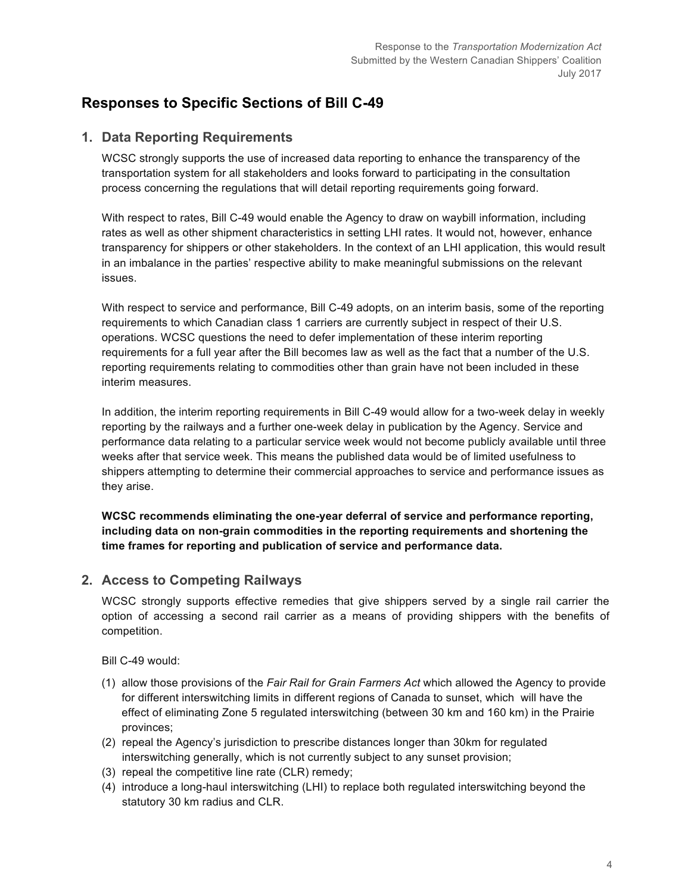## Responses to Specific Sections of Bill C-49

### 1. Data Reporting Requirements

WCSC strongly supports the use of increased data reporting to enhance the transparency of the transportation system for all stakeholders and looks forward to participating in the consultation process concerning the regulations that will detail reporting requirements going forward.

With respect to rates, Bill C-49 would enable the Agency to draw on waybill information, including rates as well as other shipment characteristics in setting LHI rates. It would not, however, enhance transparency for shippers or other stakeholders. In the context of an LHI application, this would result in an imbalance in the parties' respective ability to make meaningful submissions on the relevant issues.

With respect to service and performance, Bill C-49 adopts, on an interim basis, some of the reporting requirements to which Canadian class 1 carriers are currently subject in respect of their U.S. operations. WCSC questions the need to defer implementation of these interim reporting requirements for a full year after the Bill becomes law as well as the fact that a number of the U.S. reporting requirements relating to commodities other than grain have not been included in these interim measures.

In addition, the interim reporting requirements in Bill C-49 would allow for a two-week delay in weekly reporting by the railways and a further one-week delay in publication by the Agency. Service and performance data relating to a particular service week would not become publicly available until three weeks after that service week. This means the published data would be of limited usefulness to shippers attempting to determine their commercial approaches to service and performance issues as they arise.

**WCSC recommends eliminating the one-year deferral of service and performance reporting, including data on non-grain commodities in the reporting requirements and shortening the time frames for reporting and publication of service and performance data.**

### 2. Access to Competing Railways

WCSC strongly supports effective remedies that give shippers served by a single rail carrier the option of accessing a second rail carrier as a means of providing shippers with the benefits of competition.

Bill C-49 would:

(1) allow those provisions of the *Fair Rail for Grain Farmers Act* which allowed the Agency to provide for different interswitching limits in different regions of Canada to sunset, which will have the effect of eliminating Zone 5 regulated interswitching (between 30 km and 160 km) in the Prairie provinces;
(2) repeal the Agency's jurisdiction to prescribe distances longer than 30km for regulated interswitching generally, which is not currently subject to any sunset provision;
(3) repeal the competitive line rate (CLR) remedy;
(4) introduce a long-haul interswitching (LHI) to replace both regulated interswitching beyond the statutory 30 km radius and CLR.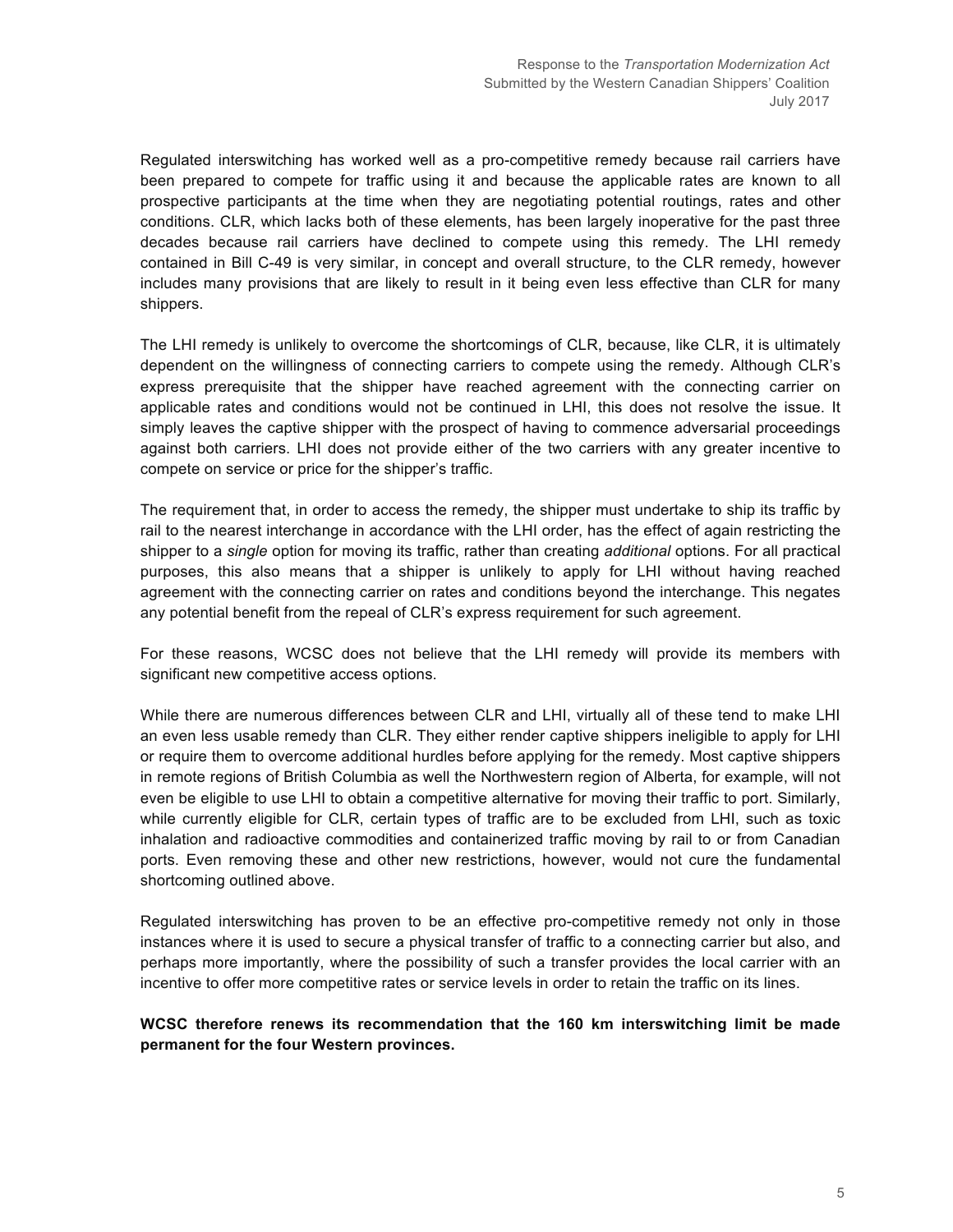Regulated interswitching has worked well as a pro-competitive remedy because rail carriers have been prepared to compete for traffic using it and because the applicable rates are known to all prospective participants at the time when they are negotiating potential routings, rates and other conditions. CLR, which lacks both of these elements, has been largely inoperative for the past three decades because rail carriers have declined to compete using this remedy. The LHI remedy contained in Bill C-49 is very similar, in concept and overall structure, to the CLR remedy, however includes many provisions that are likely to result in it being even less effective than CLR for many shippers.

The LHI remedy is unlikely to overcome the shortcomings of CLR, because, like CLR, it is ultimately dependent on the willingness of connecting carriers to compete using the remedy. Although CLR's express prerequisite that the shipper have reached agreement with the connecting carrier on applicable rates and conditions would not be continued in LHI, this does not resolve the issue. It simply leaves the captive shipper with the prospect of having to commence adversarial proceedings against both carriers. LHI does not provide either of the two carriers with any greater incentive to compete on service or price for the shipper's traffic.

The requirement that, in order to access the remedy, the shipper must undertake to ship its traffic by rail to the nearest interchange in accordance with the LHI order, has the effect of again restricting the shipper to a *single* option for moving its traffic, rather than creating *additional* options. For all practical purposes, this also means that a shipper is unlikely to apply for LHI without having reached agreement with the connecting carrier on rates and conditions beyond the interchange. This negates any potential benefit from the repeal of CLR's express requirement for such agreement.

For these reasons, WCSC does not believe that the LHI remedy will provide its members with significant new competitive access options.

While there are numerous differences between CLR and LHI, virtually all of these tend to make LHI an even less usable remedy than CLR. They either render captive shippers ineligible to apply for LHI or require them to overcome additional hurdles before applying for the remedy. Most captive shippers in remote regions of British Columbia as well the Northwestern region of Alberta, for example, will not even be eligible to use LHI to obtain a competitive alternative for moving their traffic to port. Similarly, while currently eligible for CLR, certain types of traffic are to be excluded from LHI, such as toxic inhalation and radioactive commodities and containerized traffic moving by rail to or from Canadian ports. Even removing these and other new restrictions, however, would not cure the fundamental shortcoming outlined above.

Regulated interswitching has proven to be an effective pro-competitive remedy not only in those instances where it is used to secure a physical transfer of traffic to a connecting carrier but also, and perhaps more importantly, where the possibility of such a transfer provides the local carrier with an incentive to offer more competitive rates or service levels in order to retain the traffic on its lines.

**WCSC therefore renews its recommendation that the 160 km interswitching limit be made permanent for the four Western provinces.**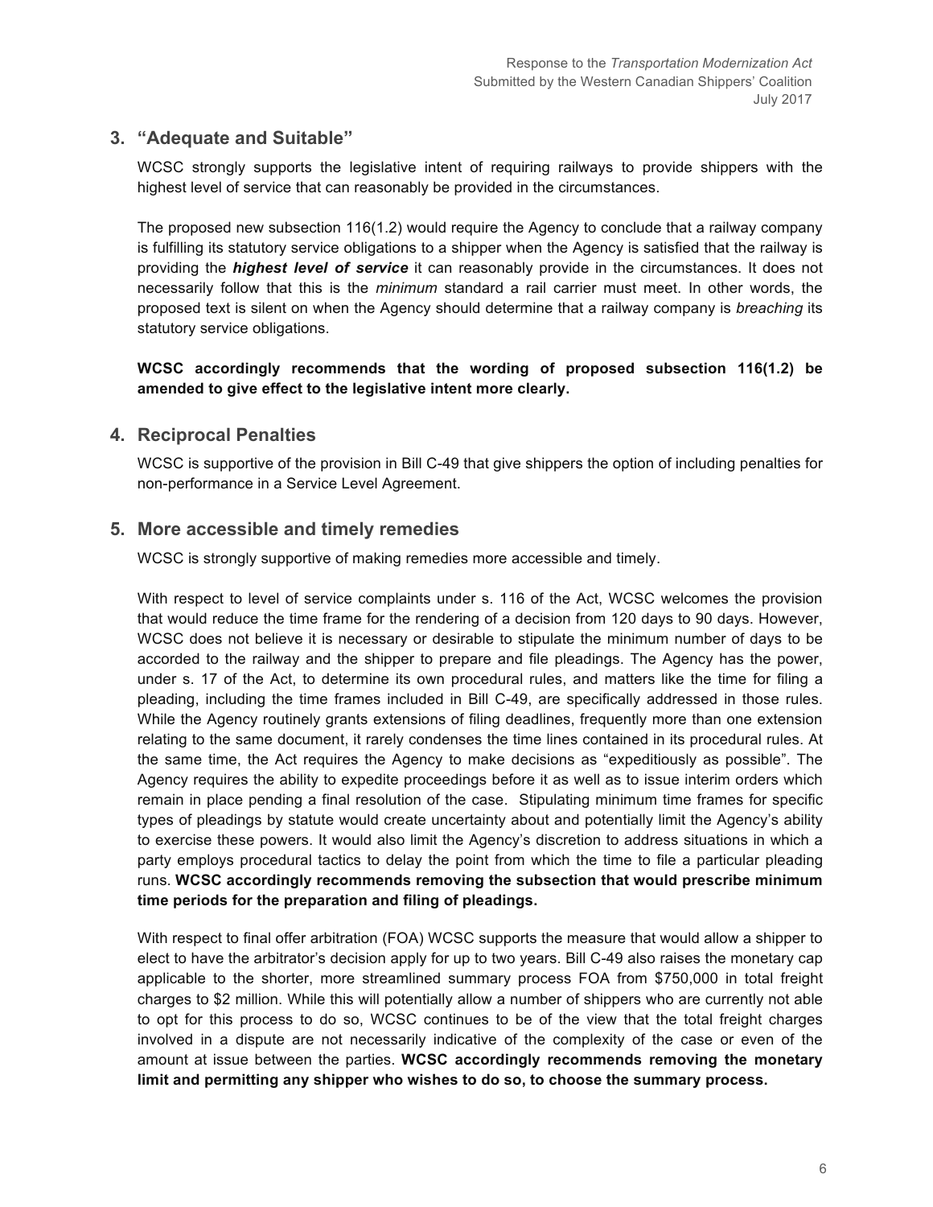## 3. "Adequate and Suitable"

WCSC strongly supports the legislative intent of requiring railways to provide shippers with the highest level of service that can reasonably be provided in the circumstances.

The proposed new subsection 116(1.2) would require the Agency to conclude that a railway company is fulfilling its statutory service obligations to a shipper when the Agency is satisfied that the railway is providing the ***highest level of service*** it can reasonably provide in the circumstances. It does not necessarily follow that this is the *minimum* standard a rail carrier must meet. In other words, the proposed text is silent on when the Agency should determine that a railway company is *breaching* its statutory service obligations.

**WCSC accordingly recommends that the wording of proposed subsection 116(1.2) be amended to give effect to the legislative intent more clearly.**

## 4. Reciprocal Penalties

WCSC is supportive of the provision in Bill C-49 that give shippers the option of including penalties for non-performance in a Service Level Agreement.

## 5. More accessible and timely remedies

WCSC is strongly supportive of making remedies more accessible and timely.

With respect to level of service complaints under s. 116 of the Act, WCSC welcomes the provision that would reduce the time frame for the rendering of a decision from 120 days to 90 days. However, WCSC does not believe it is necessary or desirable to stipulate the minimum number of days to be accorded to the railway and the shipper to prepare and file pleadings. The Agency has the power, under s. 17 of the Act, to determine its own procedural rules, and matters like the time for filing a pleading, including the time frames included in Bill C-49, are specifically addressed in those rules. While the Agency routinely grants extensions of filing deadlines, frequently more than one extension relating to the same document, it rarely condenses the time lines contained in its procedural rules. At the same time, the Act requires the Agency to make decisions as "expeditiously as possible". The Agency requires the ability to expedite proceedings before it as well as to issue interim orders which remain in place pending a final resolution of the case. Stipulating minimum time frames for specific types of pleadings by statute would create uncertainty about and potentially limit the Agency's ability to exercise these powers. It would also limit the Agency's discretion to address situations in which a party employs procedural tactics to delay the point from which the time to file a particular pleading runs. **WCSC accordingly recommends removing the subsection that would prescribe minimum time periods for the preparation and filing of pleadings.**

With respect to final offer arbitration (FOA) WCSC supports the measure that would allow a shipper to elect to have the arbitrator's decision apply for up to two years. Bill C-49 also raises the monetary cap applicable to the shorter, more streamlined summary process FOA from $750,000 in total freight charges to $2 million. While this will potentially allow a number of shippers who are currently not able to opt for this process to do so, WCSC continues to be of the view that the total freight charges involved in a dispute are not necessarily indicative of the complexity of the case or even of the amount at issue between the parties. **WCSC accordingly recommends removing the monetary limit and permitting any shipper who wishes to do so, to choose the summary process.**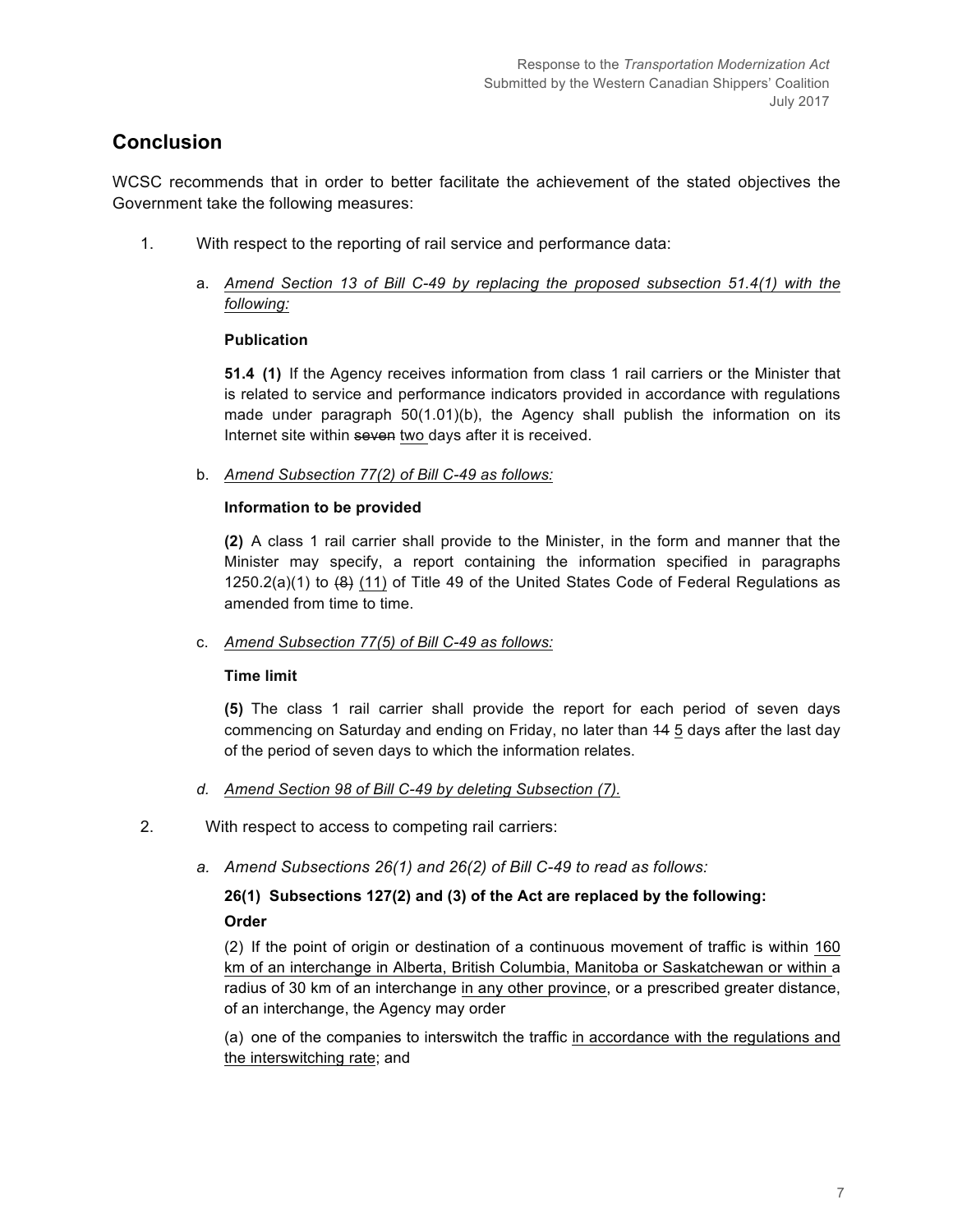## Conclusion

WCSC recommends that in order to better facilitate the achievement of the stated objectives the Government take the following measures:

1. With respect to the reporting of rail service and performance data:

   a. <u>*Amend Section 13 of Bill C-49 by replacing the proposed subsection 51.4(1) with the following:*</u>

      **Publication**

      **51.4 (1)** If the Agency receives information from class 1 rail carriers or the Minister that is related to service and performance indicators provided in accordance with regulations made under paragraph 50(1.01)(b), the Agency shall publish the information on its Internet site within ~~seven~~ <u>two</u> days after it is received.

   b. <u>*Amend Subsection 77(2) of Bill C-49 as follows:*</u>

      **Information to be provided**

      **(2)** A class 1 rail carrier shall provide to the Minister, in the form and manner that the Minister may specify, a report containing the information specified in paragraphs 1250.2(a)(1) to ~~(8)~~ <u>(11)</u> of Title 49 of the United States Code of Federal Regulations as amended from time to time.

   c. <u>*Amend Subsection 77(5) of Bill C-49 as follows:*</u>

      **Time limit**

      **(5)** The class 1 rail carrier shall provide the report for each period of seven days commencing on Saturday and ending on Friday, no later than ~~14~~ <u>5</u> days after the last day of the period of seven days to which the information relates.

   d. <u>*Amend Section 98 of Bill C-49 by deleting Subsection (7).*</u>

2. With respect to access to competing rail carriers:

   a. *Amend Subsections 26(1) and 26(2) of Bill C-49 to read as follows:*

      **26(1) Subsections 127(2) and (3) of the Act are replaced by the following:**

      **Order**

      (2) If the point of origin or destination of a continuous movement of traffic is within <u>160 km of an interchange in Alberta, British Columbia, Manitoba or Saskatchewan or within</u> a radius of 30 km of an interchange <u>in any other province</u>, or a prescribed greater distance, of an interchange, the Agency may order

      (a) one of the companies to interswitch the traffic <u>in accordance with the regulations and the interswitching rate</u>; and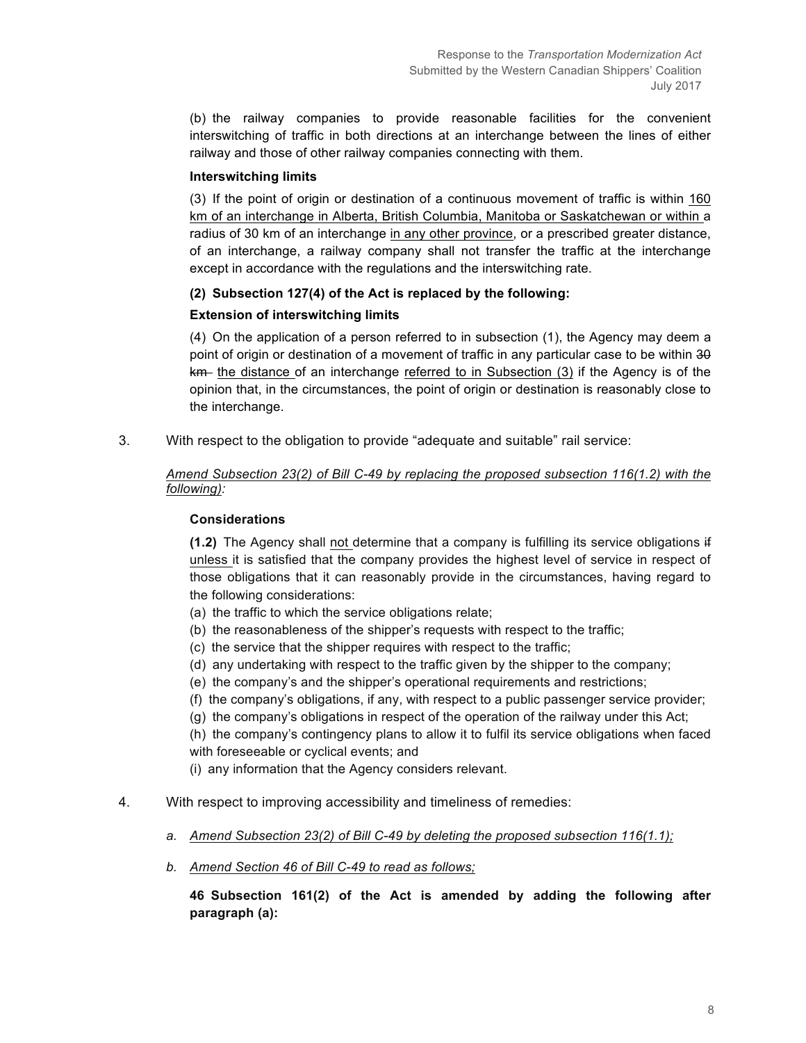(b) the railway companies to provide reasonable facilities for the convenient interswitching of traffic in both directions at an interchange between the lines of either railway and those of other railway companies connecting with them.

**Interswitching limits**

(3) If the point of origin or destination of a continuous movement of traffic is within <u>160 km of an interchange in Alberta, British Columbia, Manitoba or Saskatchewan or within</u> a radius of 30 km of an interchange <u>in any other province</u>, or a prescribed greater distance, of an interchange, a railway company shall not transfer the traffic at the interchange except in accordance with the regulations and the interswitching rate.

**(2) Subsection 127(4) of the Act is replaced by the following:**

**Extension of interswitching limits**

(4) On the application of a person referred to in subsection (1), the Agency may deem a point of origin or destination of a movement of traffic in any particular case to be within ~~30 km~~ <u>the distance</u> of an interchange <u>referred to in Subsection (3)</u> if the Agency is of the opinion that, in the circumstances, the point of origin or destination is reasonably close to the interchange.

3. With respect to the obligation to provide "adequate and suitable" rail service:

   <u>*Amend Subsection 23(2) of Bill C-49 by replacing the proposed subsection 116(1.2) with the following):*</u>

   **Considerations**

   **(1.2)** The Agency shall <u>not</u> determine that a company is fulfilling its service obligations ~~if~~ <u>unless</u> it is satisfied that the company provides the highest level of service in respect of those obligations that it can reasonably provide in the circumstances, having regard to the following considerations:

   (a) the traffic to which the service obligations relate;
   (b) the reasonableness of the shipper's requests with respect to the traffic;
   (c) the service that the shipper requires with respect to the traffic;
   (d) any undertaking with respect to the traffic given by the shipper to the company;
   (e) the company's and the shipper's operational requirements and restrictions;
   (f) the company's obligations, if any, with respect to a public passenger service provider;
   (g) the company's obligations in respect of the operation of the railway under this Act;
   (h) the company's contingency plans to allow it to fulfil its service obligations when faced with foreseeable or cyclical events; and
   (i) any information that the Agency considers relevant.

4. With respect to improving accessibility and timeliness of remedies:

   a. <u>*Amend Subsection 23(2) of Bill C-49 by deleting the proposed subsection 116(1.1);*</u>

   b. <u>*Amend Section 46 of Bill C-49 to read as follows;*</u>

   **46 Subsection 161(2) of the Act is amended by adding the following after paragraph (a):**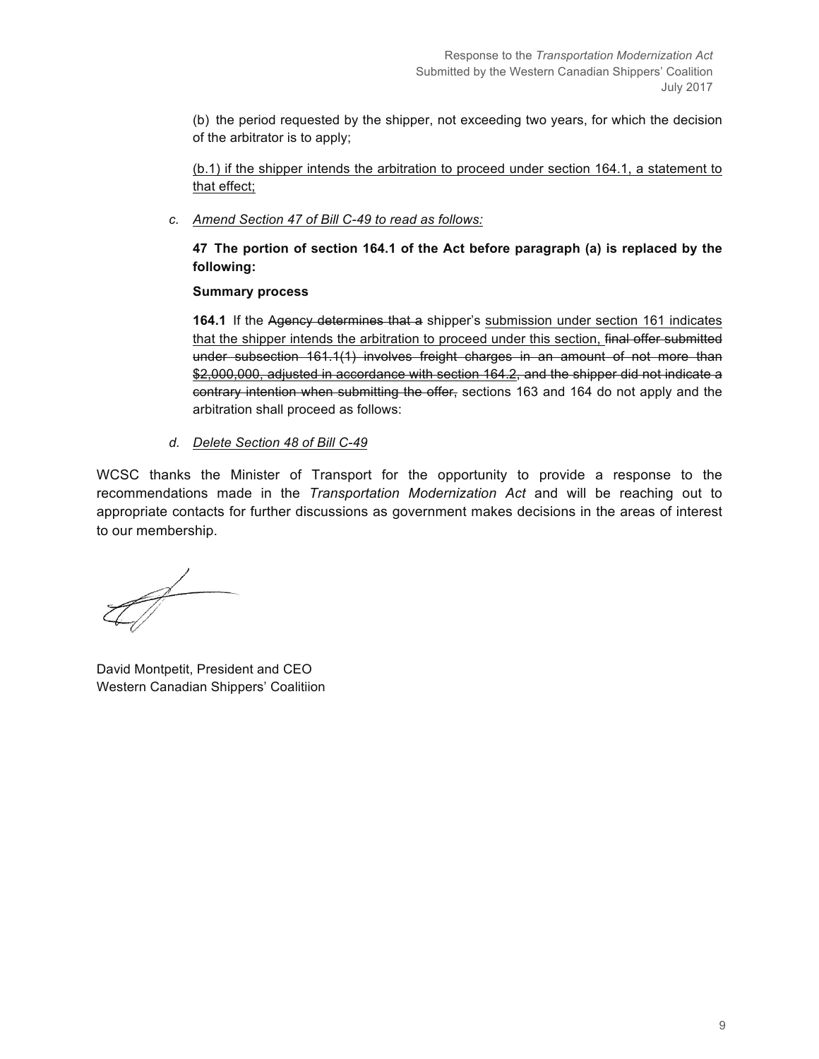(b) the period requested by the shipper, not exceeding two years, for which the decision of the arbitrator is to apply;

<u>(b.1) if the shipper intends the arbitration to proceed under section 164.1, a statement to that effect;</u>

c. *<u>Amend Section 47 of Bill C-49 to read as follows:</u>*

**47 The portion of section 164.1 of the Act before paragraph (a) is replaced by the following:**

**Summary process**

**164.1** If the ~~Agency determines that a~~ shipper's <u>submission under section 161 indicates that the shipper intends the arbitration to proceed under this section,</u> ~~final offer submitted under subsection 161.1(1) involves freight charges in an amount of not more than $2,000,000, adjusted in accordance with section 164.2, and the shipper did not indicate a contrary intention when submitting the offer,~~ sections 163 and 164 do not apply and the arbitration shall proceed as follows:

d. *<u>Delete Section 48 of Bill C-49</u>*

WCSC thanks the Minister of Transport for the opportunity to provide a response to the recommendations made in the *Transportation Modernization Act* and will be reaching out to appropriate contacts for further discussions as government makes decisions in the areas of interest to our membership.

David Montpetit, President and CEO
Western Canadian Shippers' Coalitiion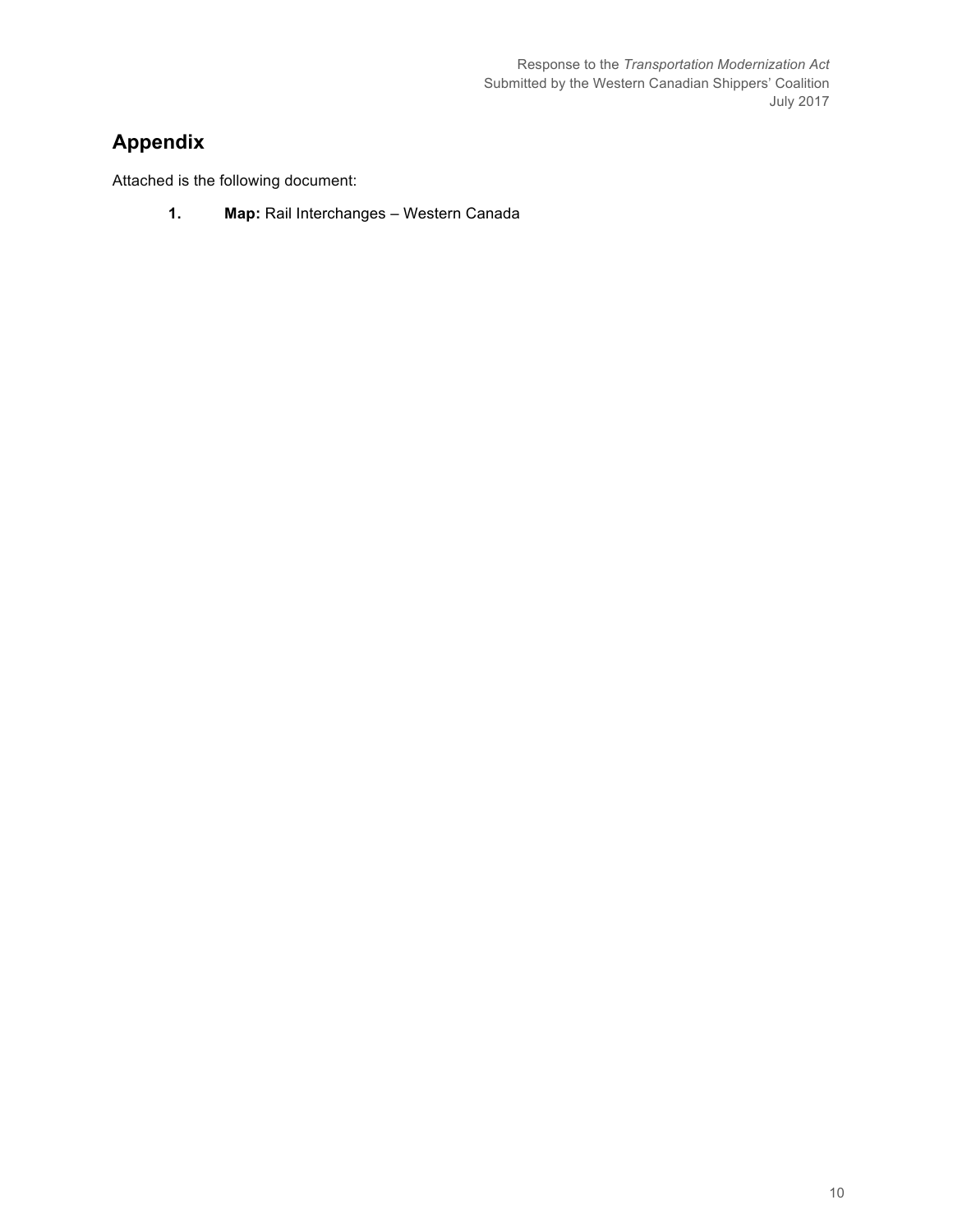## Appendix

Attached is the following document:

1. **Map:** Rail Interchanges – Western Canada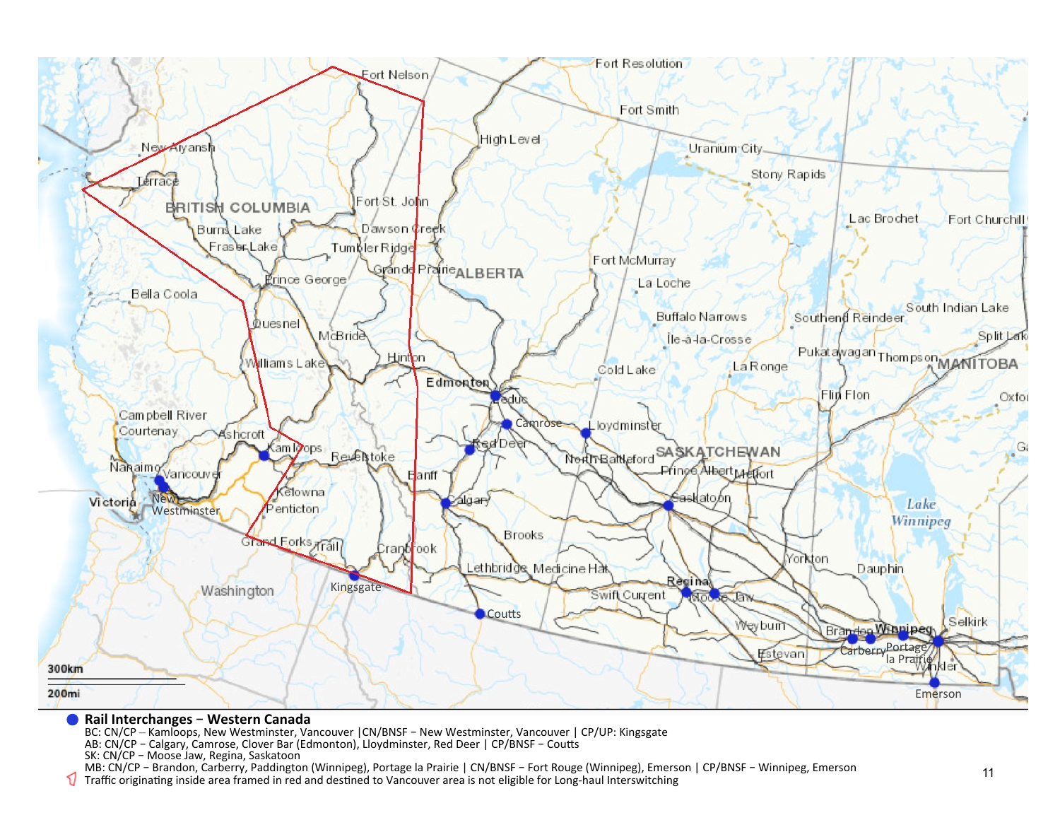**Rail Interchanges – Western Canada**

BC: CN/CP – Kamloops, New Westminster, Vancouver | CN/BNSF – New Westminster, Vancouver | CP/UP: Kingsgate

AB: CN/CP – Calgary, Camrose, Clover Bar (Edmonton), Lloydminster, Red Deer | CP/BNSF – Coutts

SK: CN/CP – Moose Jaw, Regina, Saskatoon

MB: CN/CP – Brandon, Carberry, Paddington (Winnipeg), Portage la Prairie | CN/BNSF – Fort Rouge (Winnipeg), Emerson | CP/BNSF – Winnipeg, Emerson

Traffic originating inside area framed in red and destined to Vancouver area is not eligible for Long-haul Interswitching